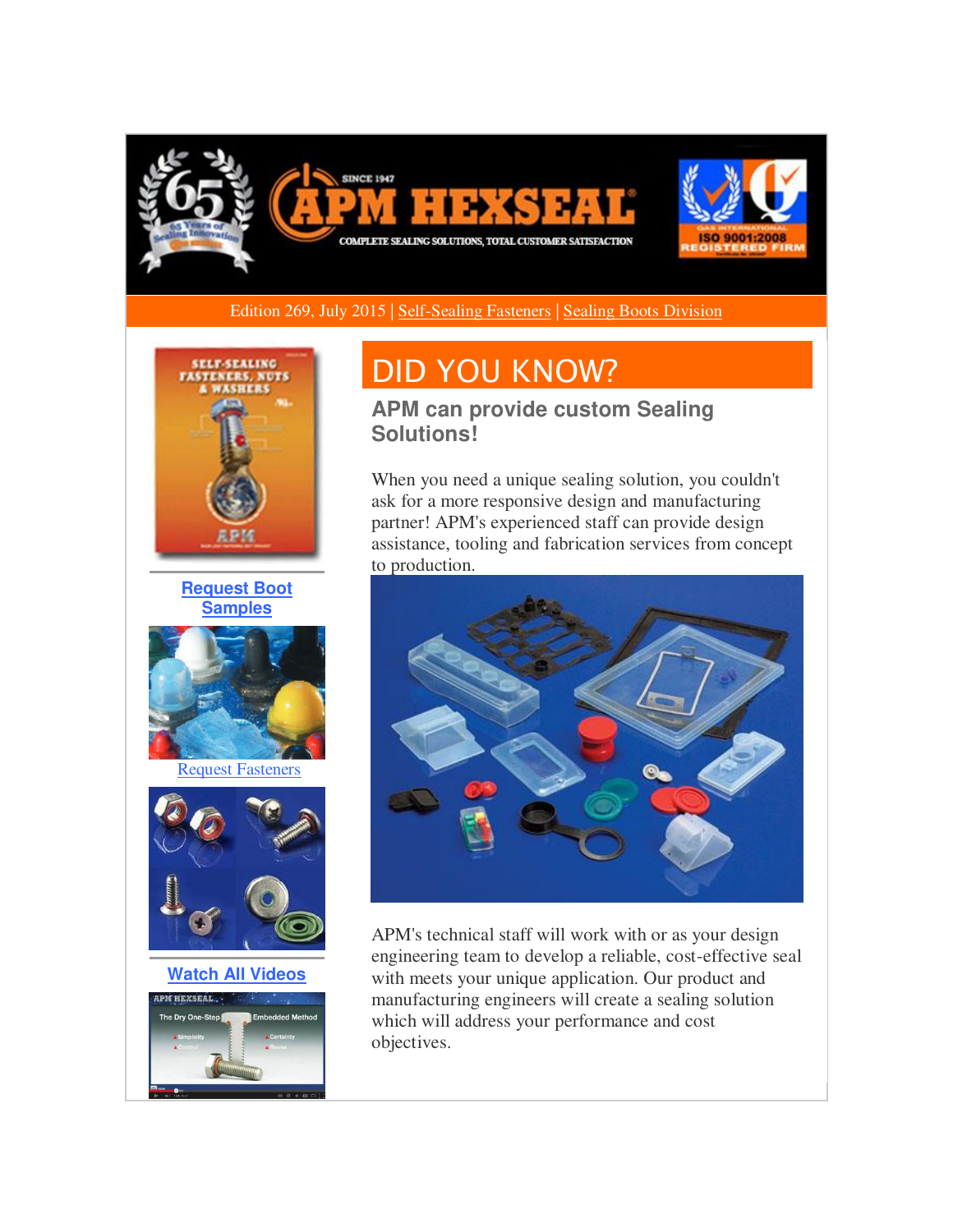Edition 269, July 2015 | Self-Sealing Fasteners | Sealing Boots Division

Request Boot Samples

Request Fasteners

Watch All Videos

# DID YOU KNOW?

## APM can provide custom Sealing Solutions!

When you need a unique sealing solution, you couldn't ask for a more responsive design and manufacturing partner! APM's experienced staff can provide design assistance, tooling and fabrication services from concept to production.

APM's technical staff will work with or as your design engineering team to develop a reliable, cost-effective seal with meets your unique application. Our product and manufacturing engineers will create a sealing solution which will address your performance and cost objectives.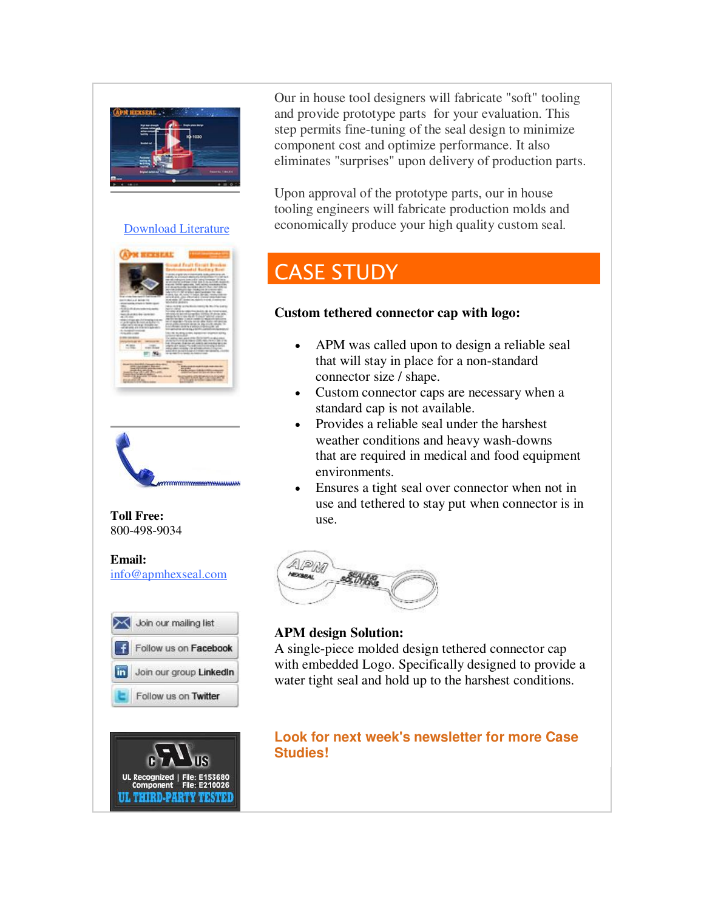Our in house tool designers will fabricate "soft" tooling and provide prototype parts for your evaluation. This step permits fine-tuning of the seal design to minimize component cost and optimize performance. It also eliminates "surprises" upon delivery of production parts.

Upon approval of the prototype parts, our in house tooling engineers will fabricate production molds and economically produce your high quality custom seal.

## CASE STUDY

**Custom tethered connector cap with logo:**

- APM was called upon to design a reliable seal that will stay in place for a non-standard connector size / shape.
- Custom connector caps are necessary when a standard cap is not available.
- Provides a reliable seal under the harshest weather conditions and heavy wash-downs that are required in medical and food equipment environments.
- Ensures a tight seal over connector when not in use and tethered to stay put when connector is in use.

**APM design Solution:**
A single-piece molded design tethered connector cap with embedded Logo. Specifically designed to provide a water tight seal and hold up to the harshest conditions.

**Look for next week's newsletter for more Case Studies!**

Download Literature

**Toll Free:**
800-498-9034

**Email:**
info@apmhexseal.com

Join our mailing list

Follow us on Facebook

Join our group LinkedIn

Follow us on Twitter

UL Recognized Component | File: E153680 File: E210026

UL THIRD-PARTY TESTED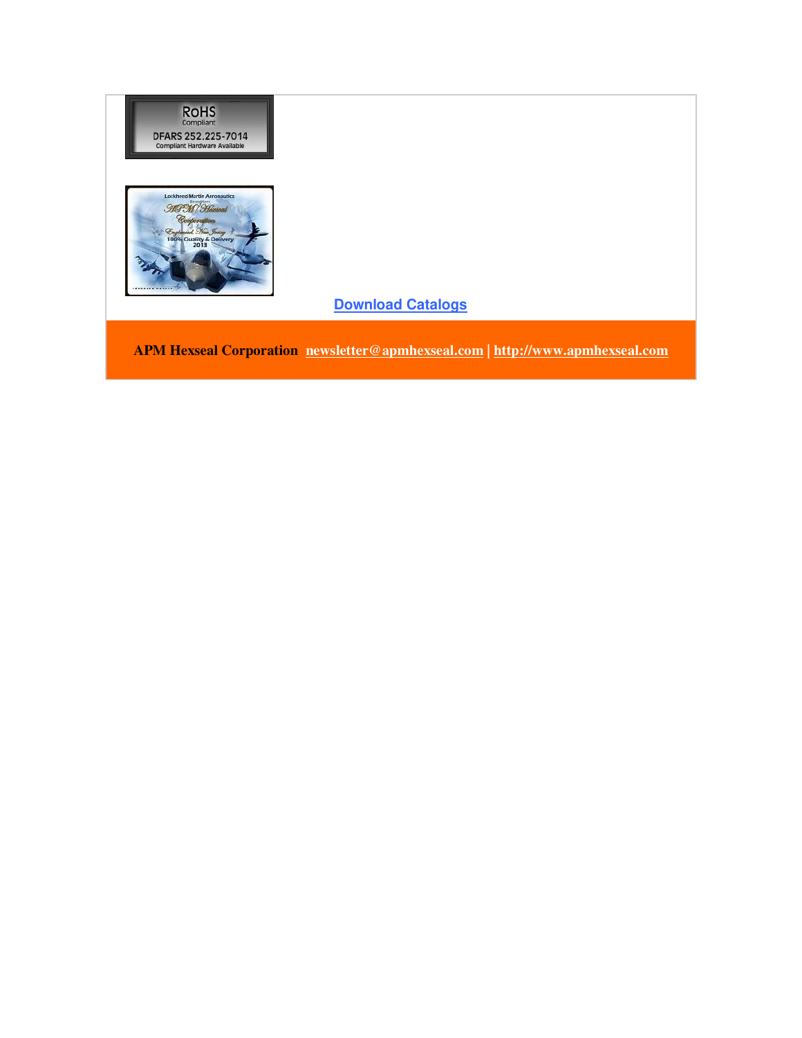**Download Catalogs**

**APM Hexseal Corporation** **newsletter@apmhexseal.com | http://www.apmhexseal.com**